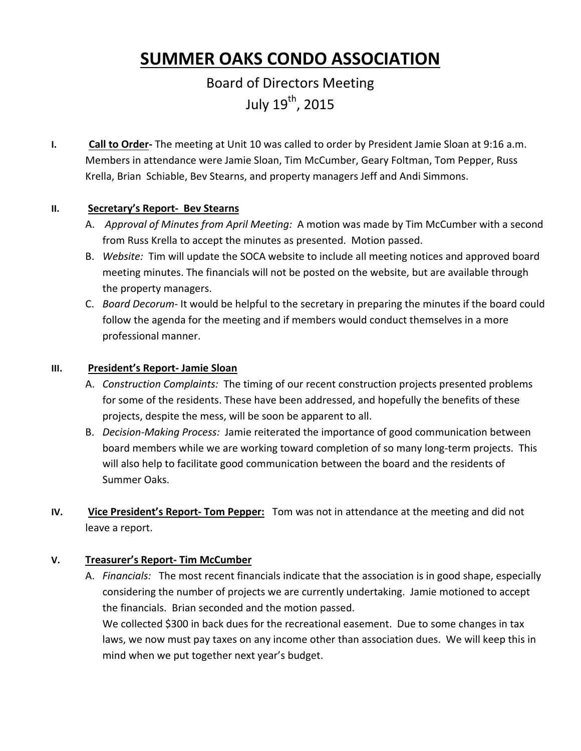# SUMMER OAKS CONDO ASSOCIATION

Board of Directors Meeting

July 19th, 2015

**I.** **Call to Order-** The meeting at Unit 10 was called to order by President Jamie Sloan at 9:16 a.m. Members in attendance were Jamie Sloan, Tim McCumber, Geary Foltman, Tom Pepper, Russ Krella, Brian Schiable, Bev Stearns, and property managers Jeff and Andi Simmons.

**II.** **Secretary's Report- Bev Stearns**

A. *Approval of Minutes from April Meeting:* A motion was made by Tim McCumber with a second from Russ Krella to accept the minutes as presented. Motion passed.

B. *Website:* Tim will update the SOCA website to include all meeting notices and approved board meeting minutes. The financials will not be posted on the website, but are available through the property managers.

C. *Board Decorum-* It would be helpful to the secretary in preparing the minutes if the board could follow the agenda for the meeting and if members would conduct themselves in a more professional manner.

**III.** **President's Report- Jamie Sloan**

A. *Construction Complaints:* The timing of our recent construction projects presented problems for some of the residents. These have been addressed, and hopefully the benefits of these projects, despite the mess, will be soon be apparent to all.

B. *Decision-Making Process:* Jamie reiterated the importance of good communication between board members while we are working toward completion of so many long-term projects. This will also help to facilitate good communication between the board and the residents of Summer Oaks.

**IV.** **Vice President's Report- Tom Pepper:** Tom was not in attendance at the meeting and did not leave a report.

**V.** **Treasurer's Report- Tim McCumber**

A. *Financials:* The most recent financials indicate that the association is in good shape, especially considering the number of projects we are currently undertaking. Jamie motioned to accept the financials. Brian seconded and the motion passed.

We collected $300 in back dues for the recreational easement. Due to some changes in tax laws, we now must pay taxes on any income other than association dues. We will keep this in mind when we put together next year's budget.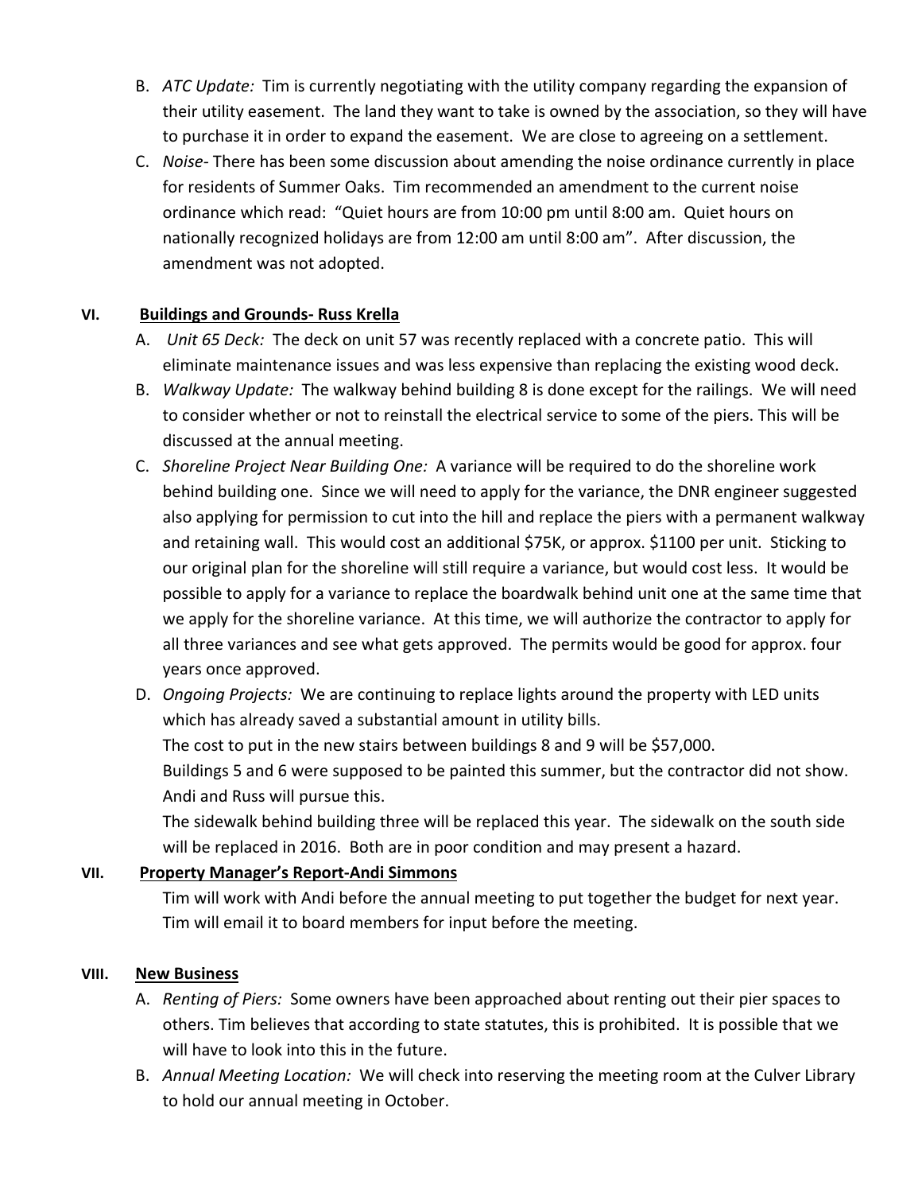B. *ATC Update:* Tim is currently negotiating with the utility company regarding the expansion of their utility easement. The land they want to take is owned by the association, so they will have to purchase it in order to expand the easement. We are close to agreeing on a settlement.

C. *Noise*- There has been some discussion about amending the noise ordinance currently in place for residents of Summer Oaks. Tim recommended an amendment to the current noise ordinance which read: "Quiet hours are from 10:00 pm until 8:00 am. Quiet hours on nationally recognized holidays are from 12:00 am until 8:00 am". After discussion, the amendment was not adopted.

## VI. Buildings and Grounds- Russ Krella

A. *Unit 65 Deck:* The deck on unit 57 was recently replaced with a concrete patio. This will eliminate maintenance issues and was less expensive than replacing the existing wood deck.

B. *Walkway Update:* The walkway behind building 8 is done except for the railings. We will need to consider whether or not to reinstall the electrical service to some of the piers. This will be discussed at the annual meeting.

C. *Shoreline Project Near Building One:* A variance will be required to do the shoreline work behind building one. Since we will need to apply for the variance, the DNR engineer suggested also applying for permission to cut into the hill and replace the piers with a permanent walkway and retaining wall. This would cost an additional $75K, or approx. $1100 per unit. Sticking to our original plan for the shoreline will still require a variance, but would cost less. It would be possible to apply for a variance to replace the boardwalk behind unit one at the same time that we apply for the shoreline variance. At this time, we will authorize the contractor to apply for all three variances and see what gets approved. The permits would be good for approx. four years once approved.

D. *Ongoing Projects:* We are continuing to replace lights around the property with LED units which has already saved a substantial amount in utility bills.
The cost to put in the new stairs between buildings 8 and 9 will be $57,000.
Buildings 5 and 6 were supposed to be painted this summer, but the contractor did not show. Andi and Russ will pursue this.
The sidewalk behind building three will be replaced this year. The sidewalk on the south side will be replaced in 2016. Both are in poor condition and may present a hazard.

## VII. Property Manager's Report-Andi Simmons

Tim will work with Andi before the annual meeting to put together the budget for next year. Tim will email it to board members for input before the meeting.

## VIII. New Business

A. *Renting of Piers:* Some owners have been approached about renting out their pier spaces to others. Tim believes that according to state statutes, this is prohibited. It is possible that we will have to look into this in the future.

B. *Annual Meeting Location:* We will check into reserving the meeting room at the Culver Library to hold our annual meeting in October.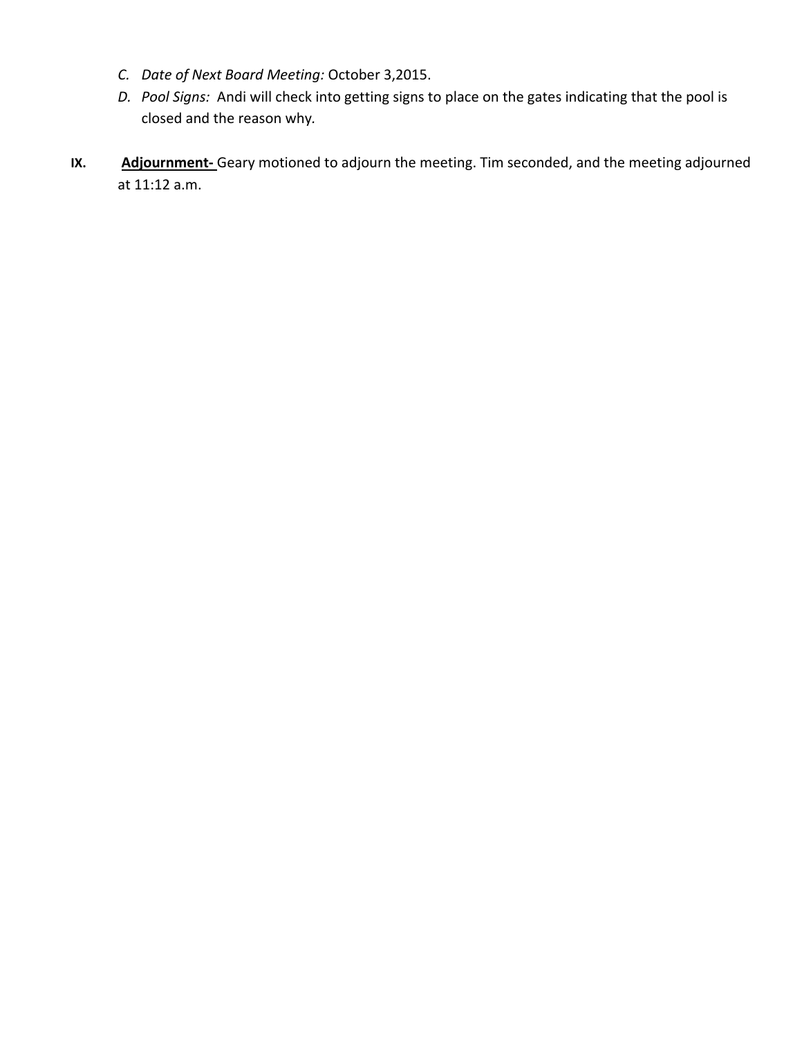C. *Date of Next Board Meeting:* October 3,2015.

D. *Pool Signs:* Andi will check into getting signs to place on the gates indicating that the pool is closed and the reason why.

**IX.** **Adjournment-** Geary motioned to adjourn the meeting. Tim seconded, and the meeting adjourned at 11:12 a.m.